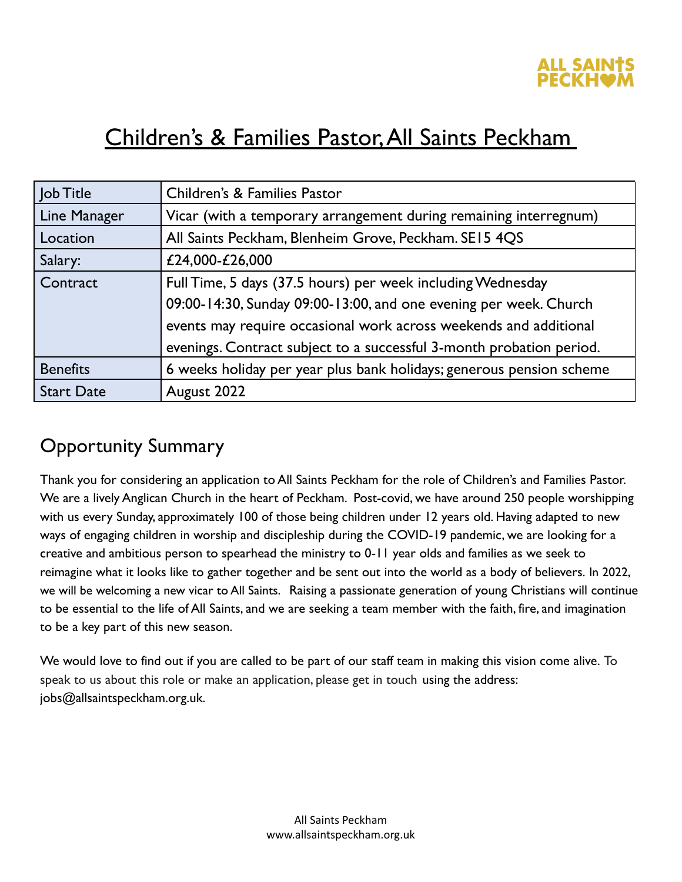ALL SAINTS PECKHAM

# Children's & Families Pastor, All Saints Peckham

| Job Title | Children's & Families Pastor |
|---|---|
| Line Manager | Vicar (with a temporary arrangement during remaining interregnum) |
| Location | All Saints Peckham, Blenheim Grove, Peckham. SE15 4QS |
| Salary: | £24,000-£26,000 |
| Contract | Full Time, 5 days (37.5 hours) per week including Wednesday 09:00-14:30, Sunday 09:00-13:00, and one evening per week. Church events may require occasional work across weekends and additional evenings. Contract subject to a successful 3-month probation period. |
| Benefits | 6 weeks holiday per year plus bank holidays; generous pension scheme |
| Start Date | August 2022 |

## Opportunity Summary

Thank you for considering an application to All Saints Peckham for the role of Children's and Families Pastor. We are a lively Anglican Church in the heart of Peckham. Post-covid, we have around 250 people worshipping with us every Sunday, approximately 100 of those being children under 12 years old. Having adapted to new ways of engaging children in worship and discipleship during the COVID-19 pandemic, we are looking for a creative and ambitious person to spearhead the ministry to 0-11 year olds and families as we seek to reimagine what it looks like to gather together and be sent out into the world as a body of believers. In 2022, we will be welcoming a new vicar to All Saints. Raising a passionate generation of young Christians will continue to be essential to the life of All Saints, and we are seeking a team member with the faith, fire, and imagination to be a key part of this new season.

We would love to find out if you are called to be part of our staff team in making this vision come alive. To speak to us about this role or make an application, please get in touch using the address: jobs@allsaintspeckham.org.uk.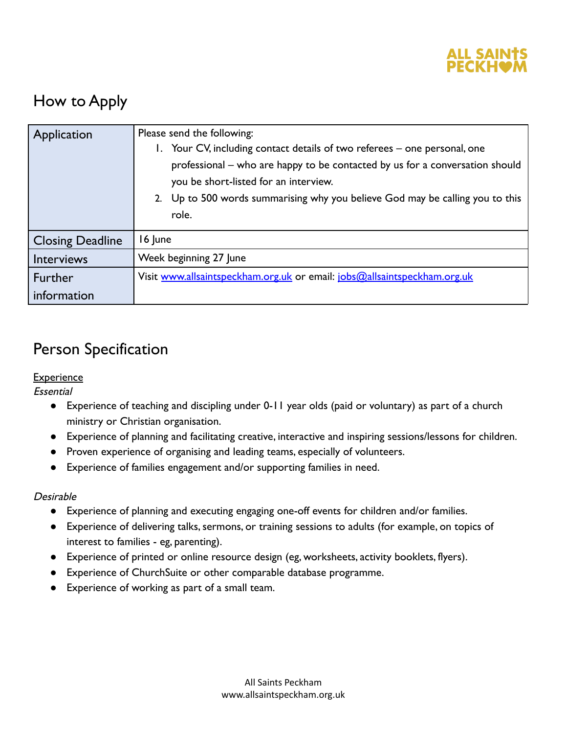## How to Apply

| Application | Please send the following:<br>1. Your CV, including contact details of two referees – one personal, one professional – who are happy to be contacted by us for a conversation should you be short-listed for an interview.<br>2. Up to 500 words summarising why you believe God may be calling you to this role. |
|---|---|
| Closing Deadline | 16 June |
| Interviews | Week beginning 27 June |
| Further information | Visit [www.allsaintspeckham.org.uk](http://www.allsaintspeckham.org.uk) or email: [jobs@allsaintspeckham.org.uk](mailto:jobs@allsaintspeckham.org.uk) |

## Person Specification

Experience

*Essential*

- Experience of teaching and discipling under 0-11 year olds (paid or voluntary) as part of a church ministry or Christian organisation.
- Experience of planning and facilitating creative, interactive and inspiring sessions/lessons for children.
- Proven experience of organising and leading teams, especially of volunteers.
- Experience of families engagement and/or supporting families in need.

*Desirable*

- Experience of planning and executing engaging one-off events for children and/or families.
- Experience of delivering talks, sermons, or training sessions to adults (for example, on topics of interest to families - eg, parenting).
- Experience of printed or online resource design (eg, worksheets, activity booklets, flyers).
- Experience of ChurchSuite or other comparable database programme.
- Experience of working as part of a small team.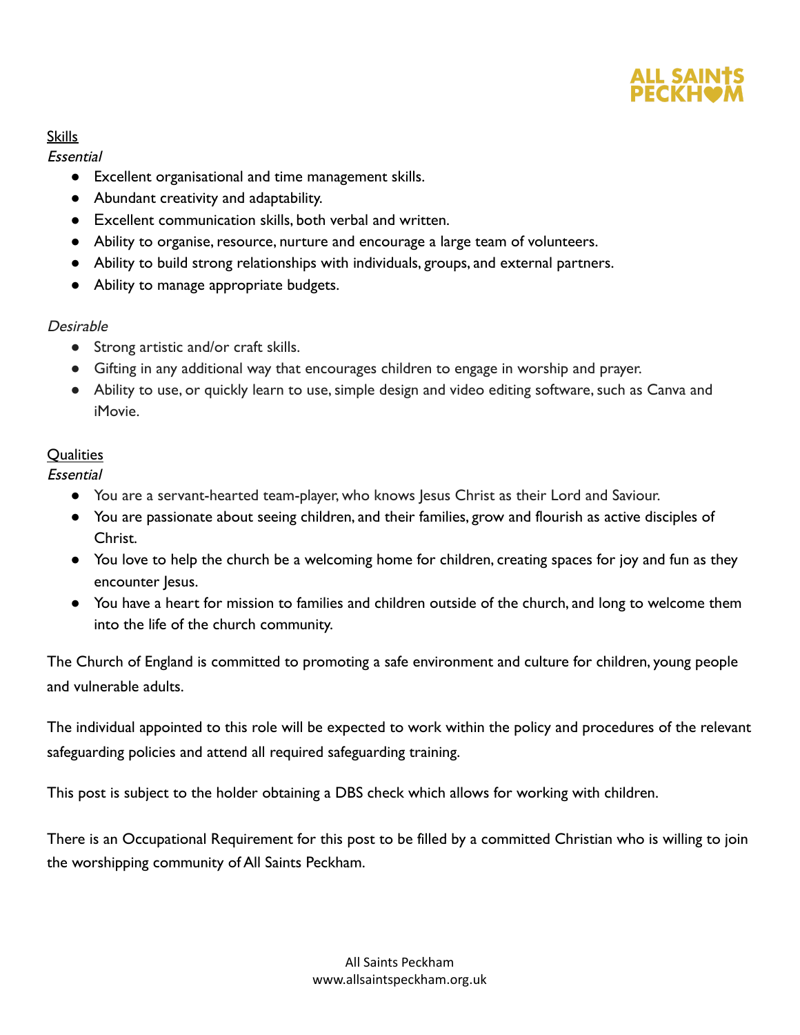<u>Skills</u>

*Essential*

- Excellent organisational and time management skills.
- Abundant creativity and adaptability.
- Excellent communication skills, both verbal and written.
- Ability to organise, resource, nurture and encourage a large team of volunteers.
- Ability to build strong relationships with individuals, groups, and external partners.
- Ability to manage appropriate budgets.

*Desirable*

- Strong artistic and/or craft skills.
- Gifting in any additional way that encourages children to engage in worship and prayer.
- Ability to use, or quickly learn to use, simple design and video editing software, such as Canva and iMovie.

<u>Qualities</u>

*Essential*

- You are a servant-hearted team-player, who knows Jesus Christ as their Lord and Saviour.
- You are passionate about seeing children, and their families, grow and flourish as active disciples of Christ.
- You love to help the church be a welcoming home for children, creating spaces for joy and fun as they encounter Jesus.
- You have a heart for mission to families and children outside of the church, and long to welcome them into the life of the church community.

The Church of England is committed to promoting a safe environment and culture for children, young people and vulnerable adults.

The individual appointed to this role will be expected to work within the policy and procedures of the relevant safeguarding policies and attend all required safeguarding training.

This post is subject to the holder obtaining a DBS check which allows for working with children.

There is an Occupational Requirement for this post to be filled by a committed Christian who is willing to join the worshipping community of All Saints Peckham.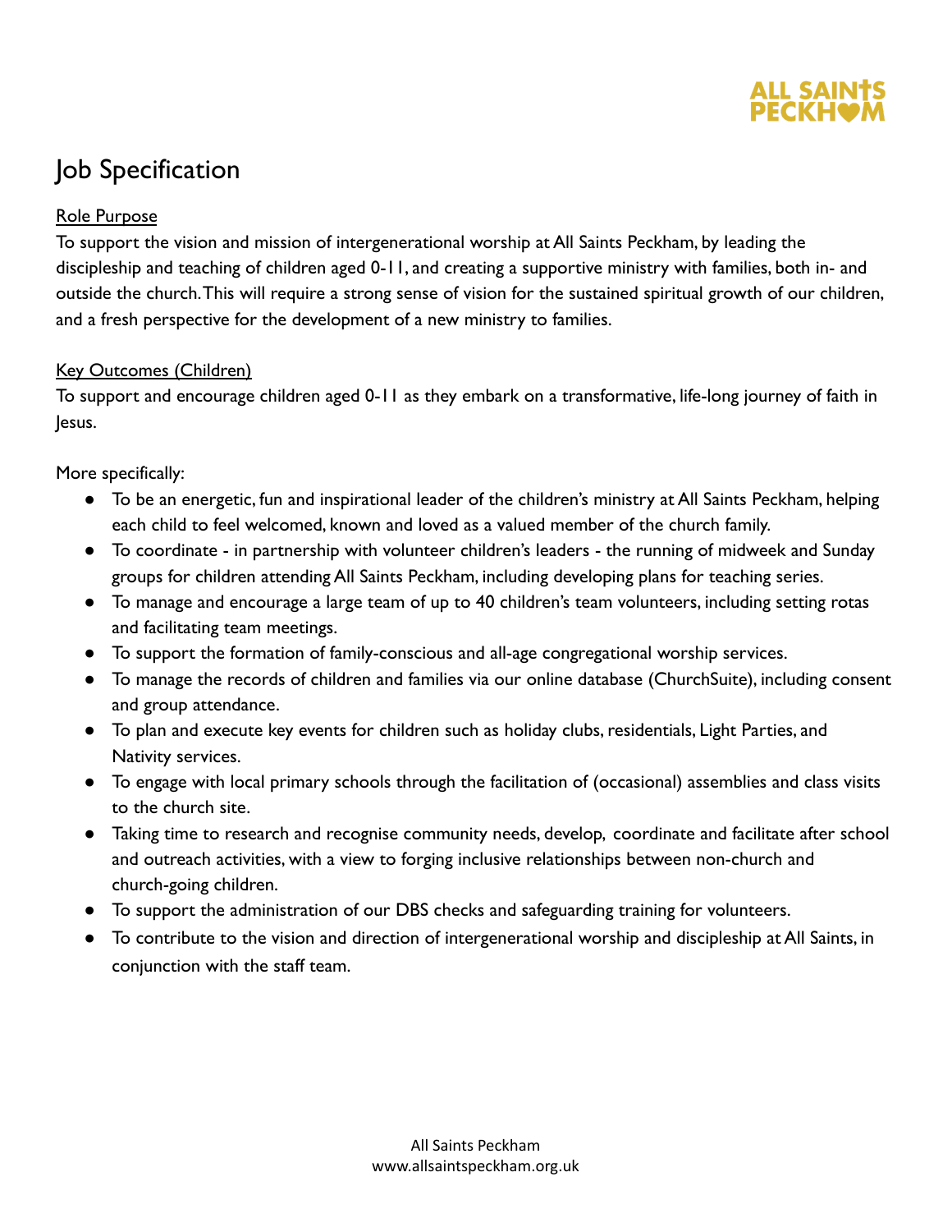# Job Specification

Role Purpose

To support the vision and mission of intergenerational worship at All Saints Peckham, by leading the discipleship and teaching of children aged 0-11, and creating a supportive ministry with families, both in- and outside the church. This will require a strong sense of vision for the sustained spiritual growth of our children, and a fresh perspective for the development of a new ministry to families.

Key Outcomes (Children)

To support and encourage children aged 0-11 as they embark on a transformative, life-long journey of faith in Jesus.

More specifically:

- To be an energetic, fun and inspirational leader of the children's ministry at All Saints Peckham, helping each child to feel welcomed, known and loved as a valued member of the church family.
- To coordinate - in partnership with volunteer children's leaders - the running of midweek and Sunday groups for children attending All Saints Peckham, including developing plans for teaching series.
- To manage and encourage a large team of up to 40 children's team volunteers, including setting rotas and facilitating team meetings.
- To support the formation of family-conscious and all-age congregational worship services.
- To manage the records of children and families via our online database (ChurchSuite), including consent and group attendance.
- To plan and execute key events for children such as holiday clubs, residentials, Light Parties, and Nativity services.
- To engage with local primary schools through the facilitation of (occasional) assemblies and class visits to the church site.
- Taking time to research and recognise community needs, develop, coordinate and facilitate after school and outreach activities, with a view to forging inclusive relationships between non-church and church-going children.
- To support the administration of our DBS checks and safeguarding training for volunteers.
- To contribute to the vision and direction of intergenerational worship and discipleship at All Saints, in conjunction with the staff team.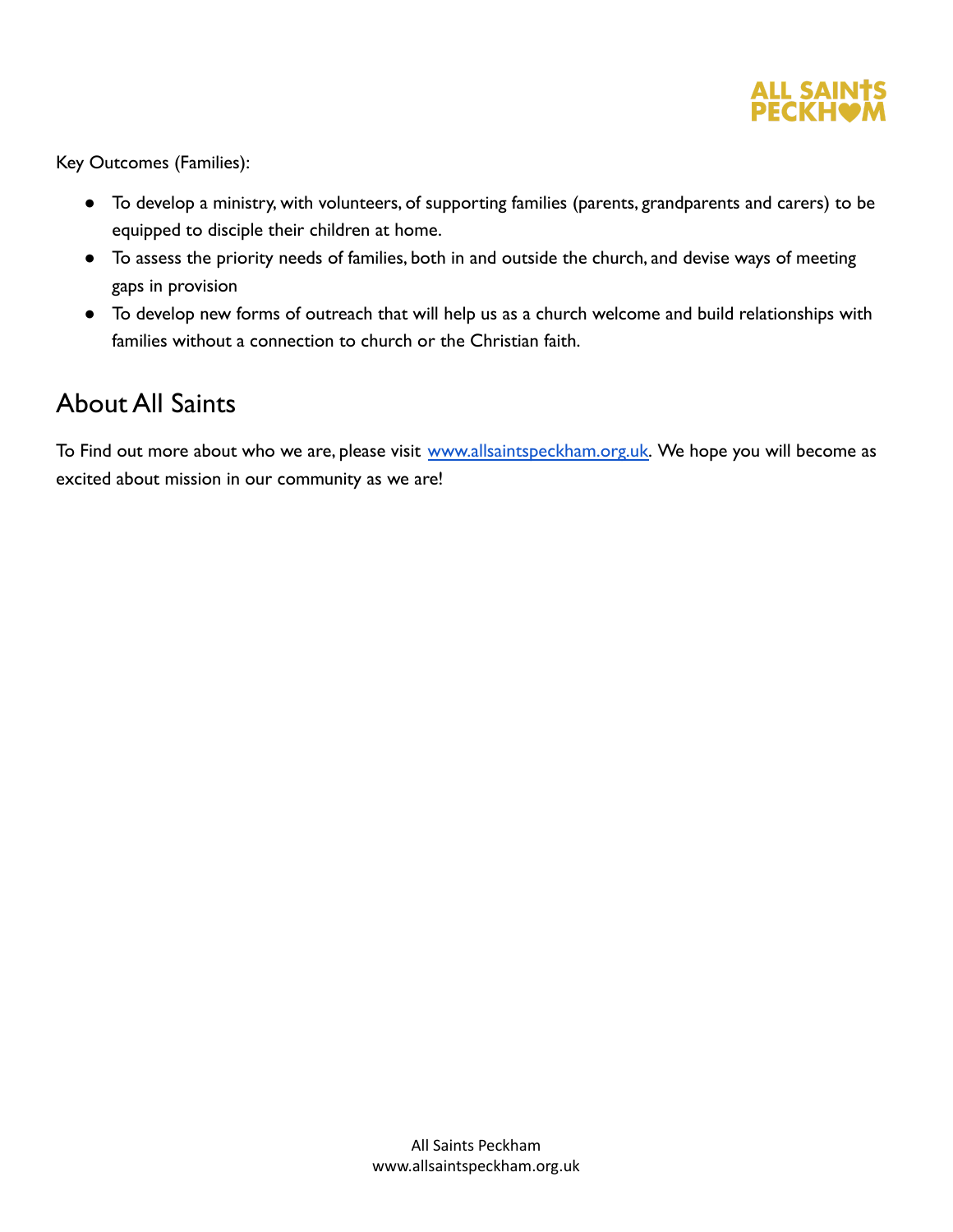Key Outcomes (Families):

- To develop a ministry, with volunteers, of supporting families (parents, grandparents and carers) to be equipped to disciple their children at home.
- To assess the priority needs of families, both in and outside the church, and devise ways of meeting gaps in provision
- To develop new forms of outreach that will help us as a church welcome and build relationships with families without a connection to church or the Christian faith.

## About All Saints

To Find out more about who we are, please visit [www.allsaintspeckham.org.uk](http://www.allsaintspeckham.org.uk). We hope you will become as excited about mission in our community as we are!